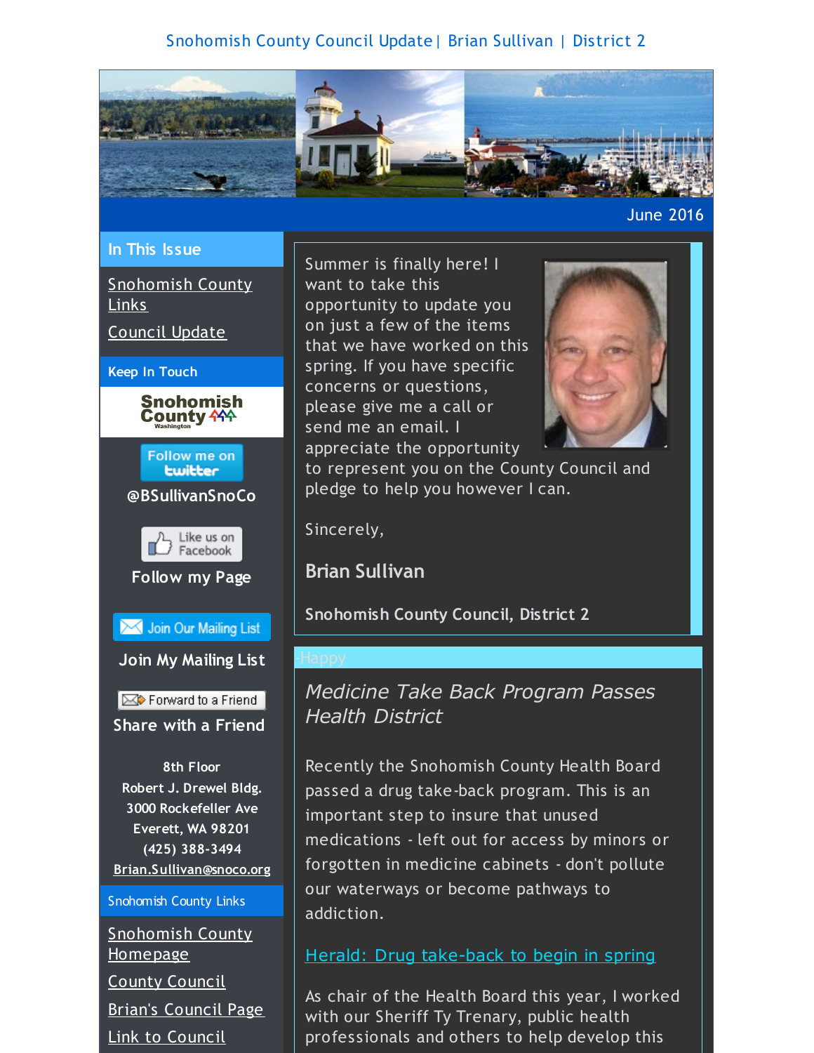Snohomish County Council Update | Brian Sullivan | District 2

June 2016

## In This Issue

Snohomish County Links

Council Update

### Keep In Touch

Follow me on twitter

@BSullivanSnoCo

Like us on Facebook

Follow my Page

Join Our Mailing List

Join My Mailing List

Forward to a Friend

Share with a Friend

8th Floor
Robert J. Drewel Bldg.
3000 Rockefeller Ave
Everett, WA 98201
(425) 388-3494
Brian.Sullivan@snoco.org

### Snohomish County Links

Snohomish County Homepage

County Council

Brian's Council Page

Link to Council

---

Summer is finally here! I want to take this opportunity to update you on just a few of the items that we have worked on this spring. If you have specific concerns or questions, please give me a call or send me an email. I appreciate the opportunity to represent you on the County Council and pledge to help you however I can.

Sincerely,

**Brian Sullivan**

**Snohomish County Council, District 2**

-Happy

## *Medicine Take Back Program Passes Health District*

Recently the Snohomish County Health Board passed a drug take-back program. This is an important step to insure that unused medications - left out for access by minors or forgotten in medicine cabinets - don't pollute our waterways or become pathways to addiction.

Herald: Drug take-back to begin in spring

As chair of the Health Board this year, I worked with our Sheriff Ty Trenary, public health professionals and others to help develop this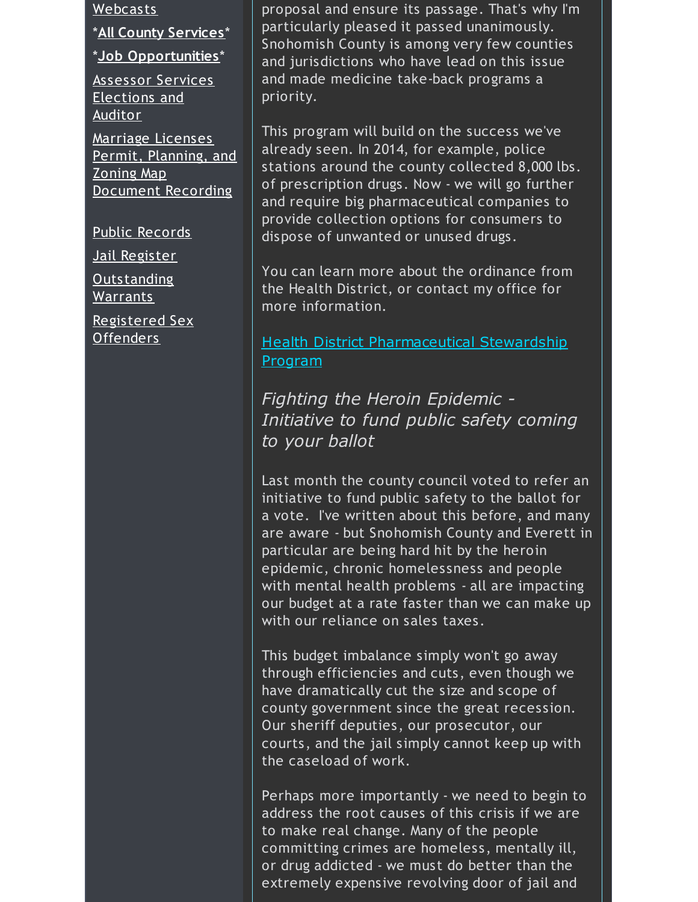[Webcasts](#)

*[**All County Services**](#)*

*[**Job Opportunities**](#)*

[Assessor Services](#)
[Elections and Auditor](#)

[Marriage Licenses](#)
[Permit, Planning, and Zoning Map](#)
[Document Recording](#)

[Public Records](#)

[Jail Register](#)

[Outstanding Warrants](#)

[Registered Sex Offenders](#)

proposal and ensure its passage. That's why I'm particularly pleased it passed unanimously. Snohomish County is among very few counties and jurisdictions who have lead on this issue and made medicine take-back programs a priority.

This program will build on the success we've already seen. In 2014, for example, police stations around the county collected 8,000 lbs. of prescription drugs. Now - we will go further and require big pharmaceutical companies to provide collection options for consumers to dispose of unwanted or unused drugs.

You can learn more about the ordinance from the Health District, or contact my office for more information.

[Health District Pharmaceutical Stewardship Program](#)

## *Fighting the Heroin Epidemic - Initiative to fund public safety coming to your ballot*

Last month the county council voted to refer an initiative to fund public safety to the ballot for a vote. I've written about this before, and many are aware - but Snohomish County and Everett in particular are being hard hit by the heroin epidemic, chronic homelessness and people with mental health problems - all are impacting our budget at a rate faster than we can make up with our reliance on sales taxes.

This budget imbalance simply won't go away through efficiencies and cuts, even though we have dramatically cut the size and scope of county government since the great recession. Our sheriff deputies, our prosecutor, our courts, and the jail simply cannot keep up with the caseload of work.

Perhaps more importantly - we need to begin to address the root causes of this crisis if we are to make real change. Many of the people committing crimes are homeless, mentally ill, or drug addicted - we must do better than the extremely expensive revolving door of jail and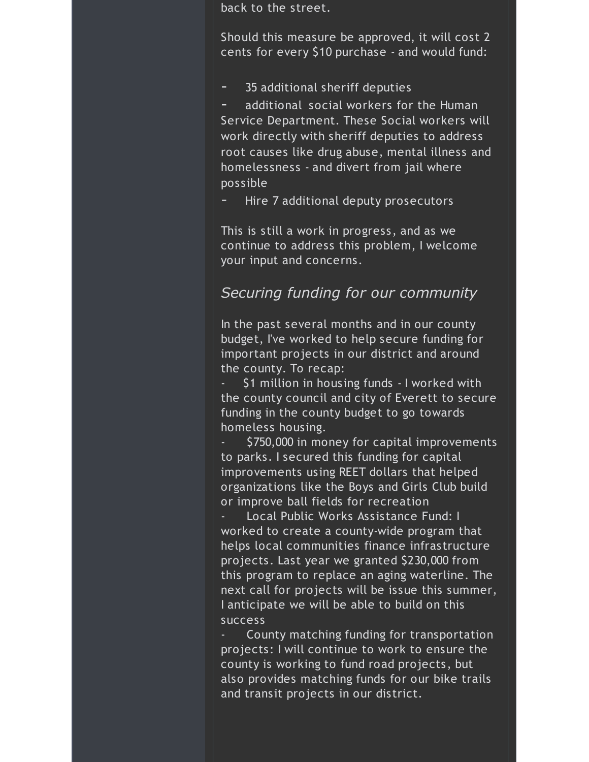back to the street.

Should this measure be approved, it will cost 2 cents for every $10 purchase - and would fund:

- 35 additional sheriff deputies
- additional social workers for the Human Service Department. These Social workers will work directly with sheriff deputies to address root causes like drug abuse, mental illness and homelessness - and divert from jail where possible
- Hire 7 additional deputy prosecutors

This is still a work in progress, and as we continue to address this problem, I welcome your input and concerns.

## *Securing funding for our community*

In the past several months and in our county budget, I've worked to help secure funding for important projects in our district and around the county. To recap:

- $1 million in housing funds - I worked with the county council and city of Everett to secure funding in the county budget to go towards homeless housing.
- $750,000 in money for capital improvements to parks. I secured this funding for capital improvements using REET dollars that helped organizations like the Boys and Girls Club build or improve ball fields for recreation
- Local Public Works Assistance Fund: I worked to create a county-wide program that helps local communities finance infrastructure projects. Last year we granted $230,000 from this program to replace an aging waterline. The next call for projects will be issue this summer, I anticipate we will be able to build on this success
- County matching funding for transportation projects: I will continue to work to ensure the county is working to fund road projects, but also provides matching funds for our bike trails and transit projects in our district.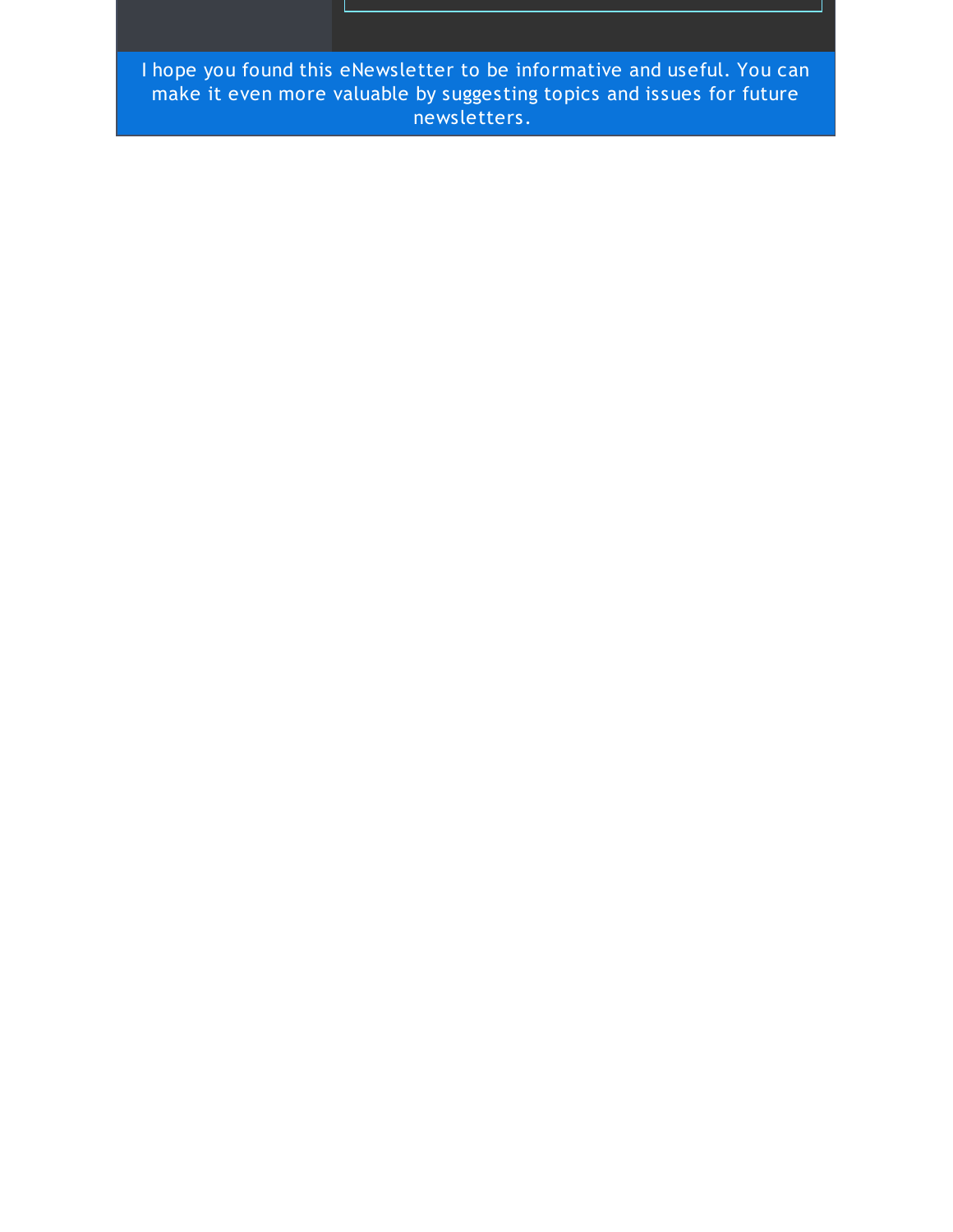I hope you found this eNewsletter to be informative and useful. You can make it even more valuable by suggesting topics and issues for future newsletters.